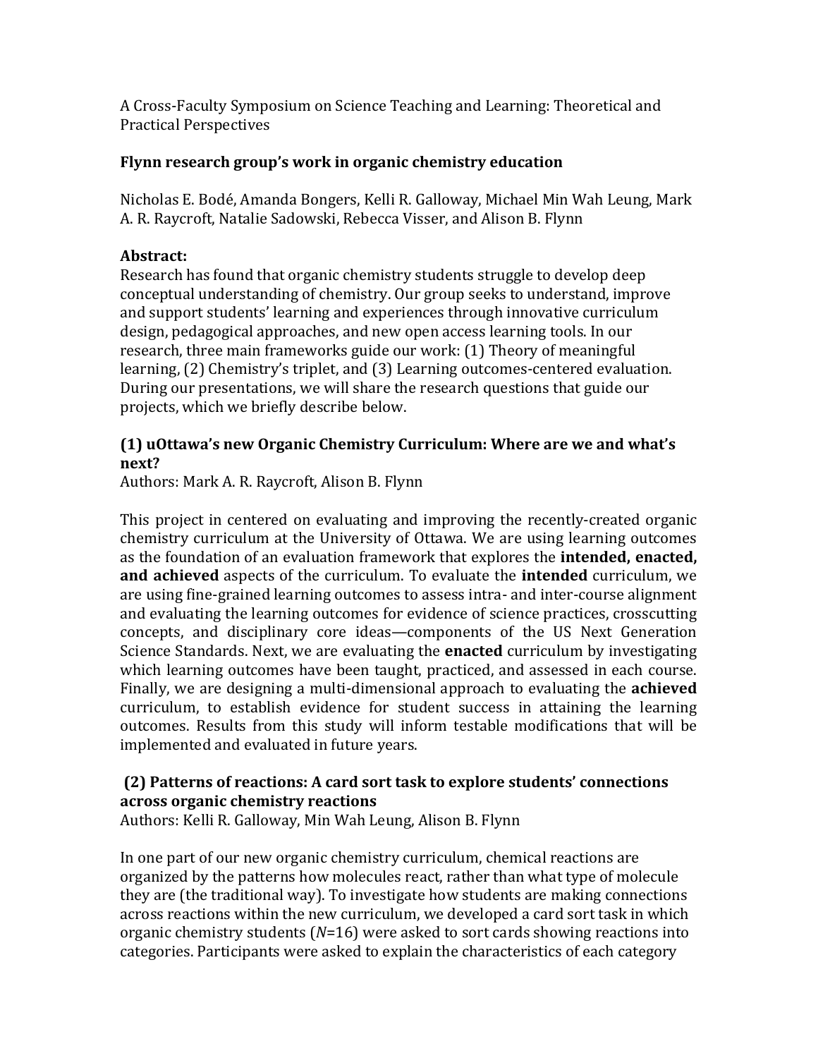A Cross-Faculty Symposium on Science Teaching and Learning: Theoretical and Practical Perspectives

## Flynn research group's work in organic chemistry education

Nicholas E. Bodé, Amanda Bongers, Kelli R. Galloway, Michael Min Wah Leung, Mark A. R. Raycroft, Natalie Sadowski, Rebecca Visser, and Alison B. Flynn

**Abstract:**

Research has found that organic chemistry students struggle to develop deep conceptual understanding of chemistry. Our group seeks to understand, improve and support students' learning and experiences through innovative curriculum design, pedagogical approaches, and new open access learning tools. In our research, three main frameworks guide our work: (1) Theory of meaningful learning, (2) Chemistry's triplet, and (3) Learning outcomes-centered evaluation. During our presentations, we will share the research questions that guide our projects, which we briefly describe below.

### (1) uOttawa's new Organic Chemistry Curriculum: Where are we and what's next?

Authors: Mark A. R. Raycroft, Alison B. Flynn

This project in centered on evaluating and improving the recently-created organic chemistry curriculum at the University of Ottawa. We are using learning outcomes as the foundation of an evaluation framework that explores the **intended, enacted, and achieved** aspects of the curriculum. To evaluate the **intended** curriculum, we are using fine-grained learning outcomes to assess intra- and inter-course alignment and evaluating the learning outcomes for evidence of science practices, crosscutting concepts, and disciplinary core ideas—components of the US Next Generation Science Standards. Next, we are evaluating the **enacted** curriculum by investigating which learning outcomes have been taught, practiced, and assessed in each course. Finally, we are designing a multi-dimensional approach to evaluating the **achieved** curriculum, to establish evidence for student success in attaining the learning outcomes. Results from this study will inform testable modifications that will be implemented and evaluated in future years.

### (2) Patterns of reactions: A card sort task to explore students' connections across organic chemistry reactions

Authors: Kelli R. Galloway, Min Wah Leung, Alison B. Flynn

In one part of our new organic chemistry curriculum, chemical reactions are organized by the patterns how molecules react, rather than what type of molecule they are (the traditional way). To investigate how students are making connections across reactions within the new curriculum, we developed a card sort task in which organic chemistry students (*N*=16) were asked to sort cards showing reactions into categories. Participants were asked to explain the characteristics of each category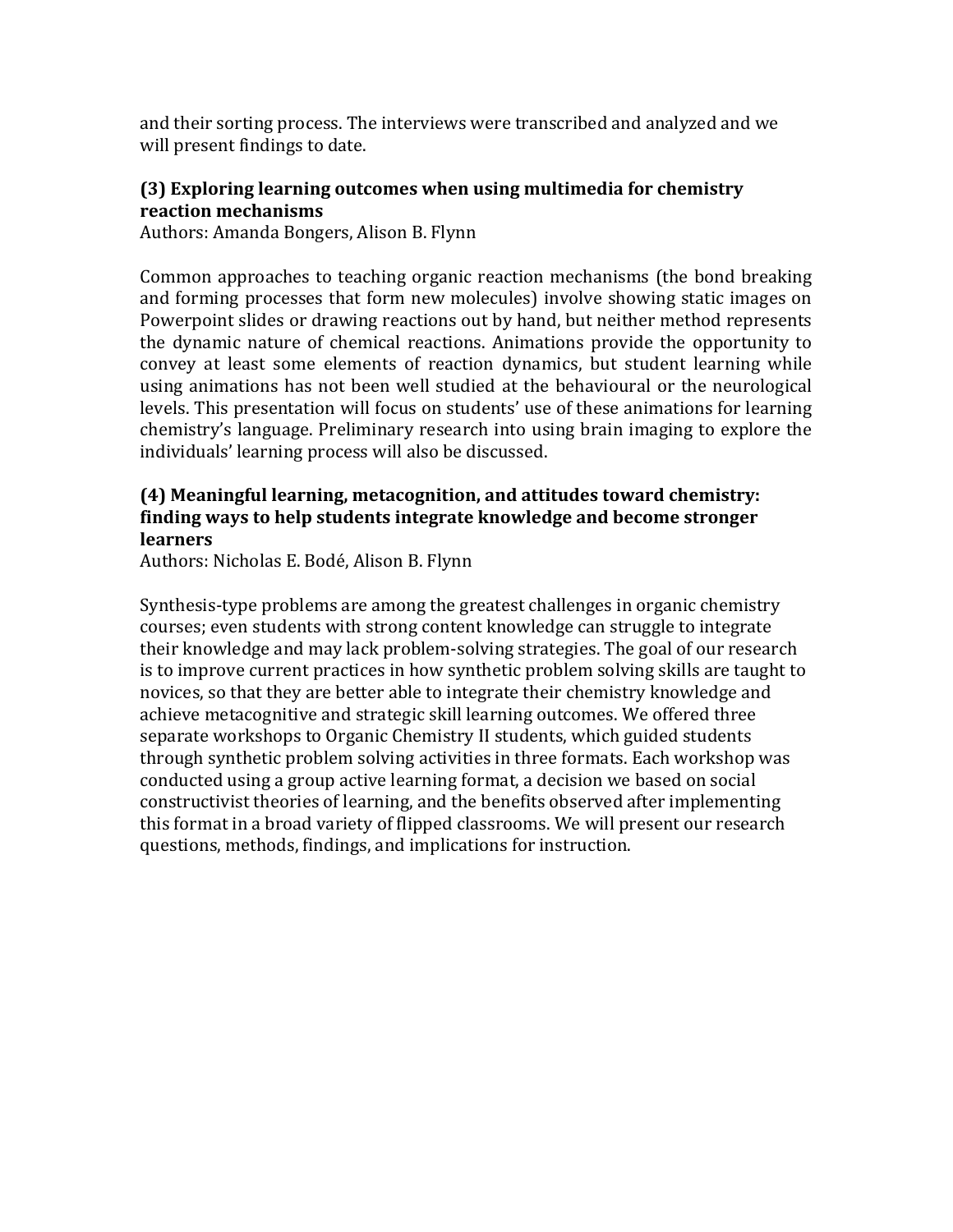and their sorting process. The interviews were transcribed and analyzed and we will present findings to date.

### (3) Exploring learning outcomes when using multimedia for chemistry reaction mechanisms

Authors: Amanda Bongers, Alison B. Flynn

Common approaches to teaching organic reaction mechanisms (the bond breaking and forming processes that form new molecules) involve showing static images on Powerpoint slides or drawing reactions out by hand, but neither method represents the dynamic nature of chemical reactions. Animations provide the opportunity to convey at least some elements of reaction dynamics, but student learning while using animations has not been well studied at the behavioural or the neurological levels. This presentation will focus on students' use of these animations for learning chemistry's language. Preliminary research into using brain imaging to explore the individuals' learning process will also be discussed.

### (4) Meaningful learning, metacognition, and attitudes toward chemistry: finding ways to help students integrate knowledge and become stronger learners

Authors: Nicholas E. Bodé, Alison B. Flynn

Synthesis-type problems are among the greatest challenges in organic chemistry courses; even students with strong content knowledge can struggle to integrate their knowledge and may lack problem-solving strategies. The goal of our research is to improve current practices in how synthetic problem solving skills are taught to novices, so that they are better able to integrate their chemistry knowledge and achieve metacognitive and strategic skill learning outcomes. We offered three separate workshops to Organic Chemistry II students, which guided students through synthetic problem solving activities in three formats. Each workshop was conducted using a group active learning format, a decision we based on social constructivist theories of learning, and the benefits observed after implementing this format in a broad variety of flipped classrooms. We will present our research questions, methods, findings, and implications for instruction.